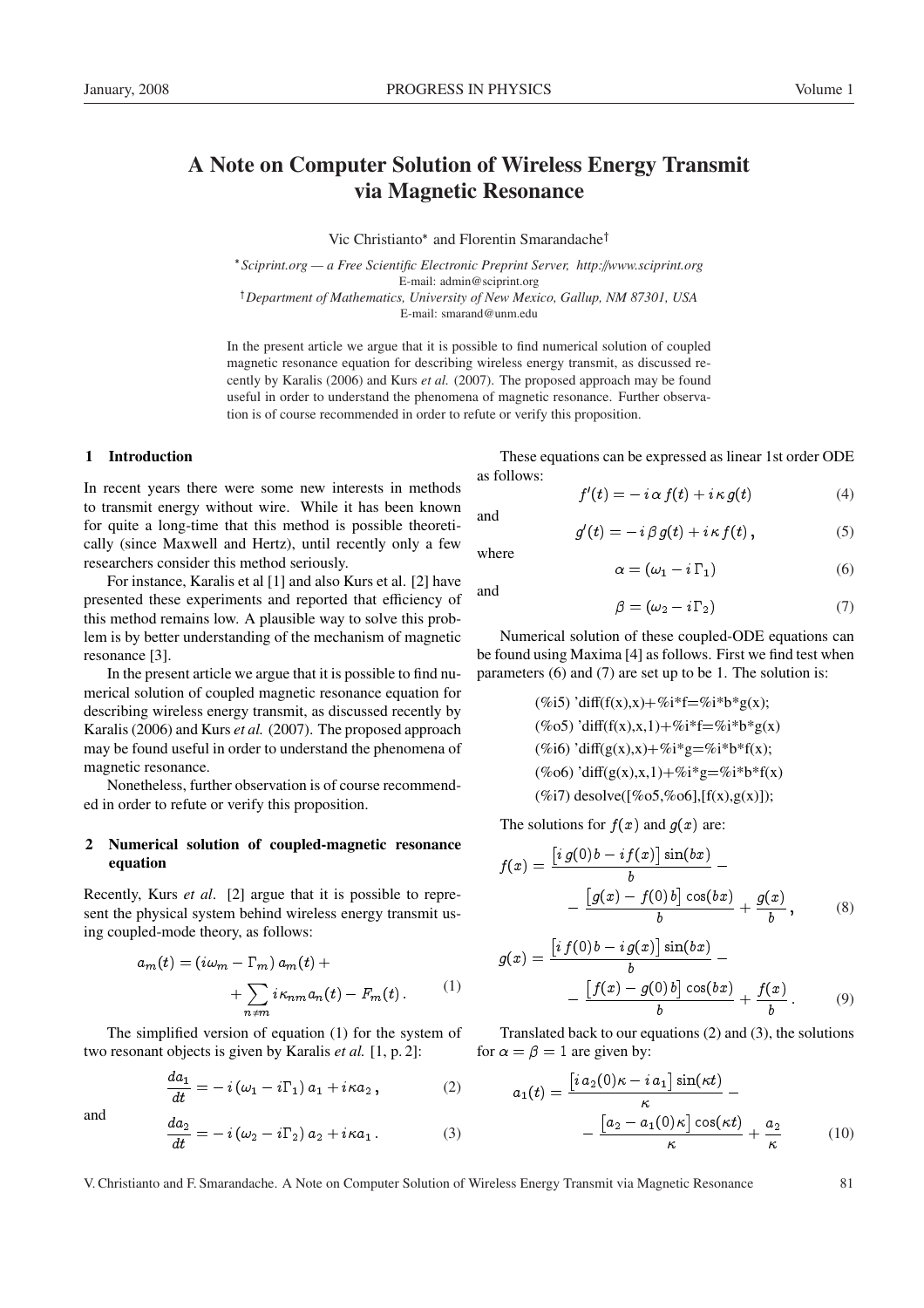# A Note on Computer Solution of Wireless Energy Transmit via Magnetic Resonance

Vic Christianto* and Florentin Smarandache†

*Sciprint.org — a Free Scientific Electronic Preprint Server, http://www.sciprint.org
E-mail: admin@sciprint.org

†Department of Mathematics, University of New Mexico, Gallup, NM 87301, USA
E-mail: smarand@unm.edu

In the present article we argue that it is possible to find numerical solution of coupled magnetic resonance equation for describing wireless energy transmit, as discussed recently by Karalis (2006) and Kurs *et al.* (2007). The proposed approach may be found useful in order to understand the phenomena of magnetic resonance. Further observation is of course recommended in order to refute or verify this proposition.

## 1 Introduction

In recent years there were some new interests in methods to transmit energy without wire. While it has been known for quite a long-time that this method is possible theoretically (since Maxwell and Hertz), until recently only a few researchers consider this method seriously.

For instance, Karalis et al [1] and also Kurs et al. [2] have presented these experiments and reported that efficiency of this method remains low. A plausible way to solve this problem is by better understanding of the mechanism of magnetic resonance [3].

In the present article we argue that it is possible to find numerical solution of coupled magnetic resonance equation for describing wireless energy transmit, as discussed recently by Karalis (2006) and Kurs *et al.* (2007). The proposed approach may be found useful in order to understand the phenomena of magnetic resonance.

Nonetheless, further observation is of course recommended in order to refute or verify this proposition.

## 2 Numerical solution of coupled-magnetic resonance equation

Recently, Kurs *et al*. [2] argue that it is possible to represent the physical system behind wireless energy transmit using coupled-mode theory, as follows:

$$a_m(t) = (i\omega_m - \Gamma_m)\, a_m(t) + \sum_{n \neq m} i\kappa_{nm}\, a_n(t) - F_m(t)\,. \tag{1}$$

The simplified version of equation (1) for the system of two resonant objects is given by Karalis *et al.* [1, p. 2]:

$$\frac{da_1}{dt} = -\,i\,(\omega_1 - i\Gamma_1)\, a_1 + i\kappa a_2\,, \tag{2}$$

and

$$\frac{da_2}{dt} = -\,i\,(\omega_2 - i\Gamma_2)\, a_2 + i\kappa a_1\,. \tag{3}$$

These equations can be expressed as linear 1st order ODE as follows:

$$f'(t) = -\,i\,\alpha\, f(t) + i\,\kappa\, g(t) \tag{4}$$

and

$$g'(t) = -\,i\,\beta\, g(t) + i\,\kappa\, f(t)\,, \tag{5}$$

where

$$\alpha = (\omega_1 - i\,\Gamma_1) \tag{6}$$

and

$$\beta = (\omega_2 - i\,\Gamma_2) \tag{7}$$

Numerical solution of these coupled-ODE equations can be found using Maxima [4] as follows. First we find test when parameters (6) and (7) are set up to be 1. The solution is:

```
(%i5) 'diff(f(x),x)+%i*f=%i*b*g(x);
(%o5) 'diff(f(x),x,1)+%i*f=%i*b*g(x)
(%i6) 'diff(g(x),x)+%i*g=%i*b*f(x);
(%o6) 'diff(g(x),x,1)+%i*g=%i*b*f(x)
(%i7) desolve([%o5,%o6],[f(x),g(x)]);
```

The solutions for $f(x)$ and $g(x)$ are:

$$f(x) = \frac{\left[i\, g(0)\, b - i\, f(x)\right]\sin(bx)}{b} - \frac{\left[g(x) - f(0)\, b\right]\cos(bx)}{b} + \frac{g(x)}{b}\,, \tag{8}$$

$$g(x) = \frac{\left[i\, f(0)\, b - i\, g(x)\right]\sin(bx)}{b} - \frac{\left[f(x) - g(0)\, b\right]\cos(bx)}{b} + \frac{f(x)}{b}\,. \tag{9}$$

Translated back to our equations (2) and (3), the solutions for $\alpha = \beta = 1$ are given by:

$$a_1(t) = \frac{\left[i\, a_2(0)\kappa - i\, a_1\right]\sin(\kappa t)}{\kappa} - \frac{\left[a_2 - a_1(0)\,\kappa\right]\cos(\kappa t)}{\kappa} + \frac{a_2}{\kappa} \tag{10}$$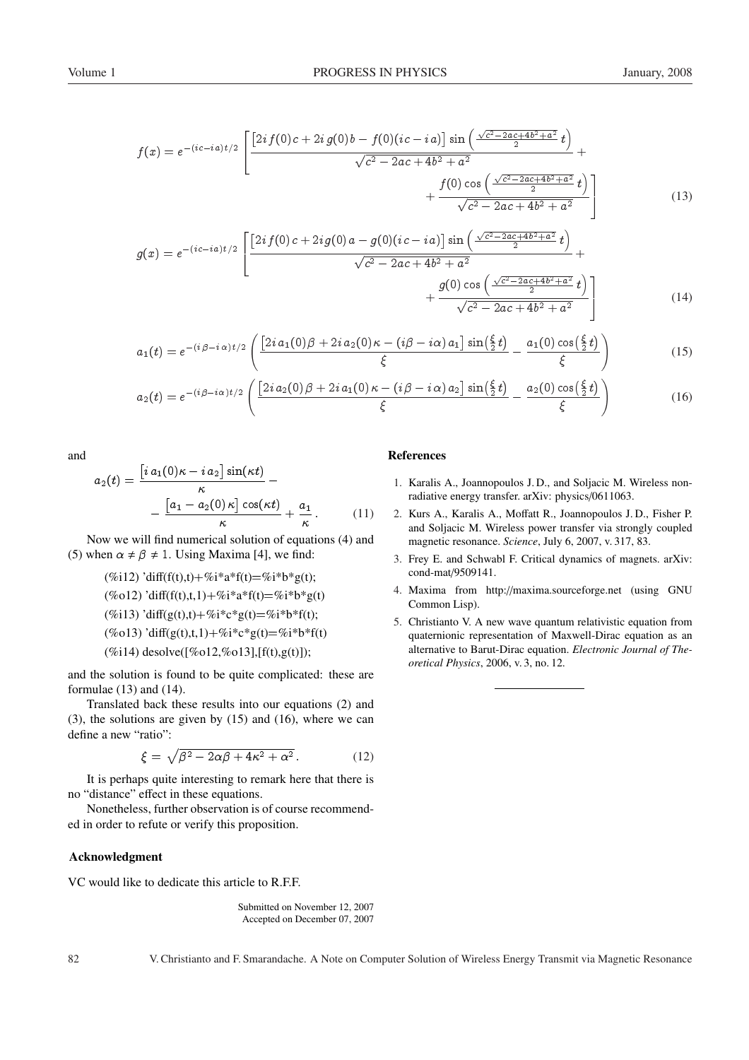$$f(x) = e^{-(ic-ia)t/2} \left[ \frac{\left[2i\,f(0)\,c + 2i\,g(0)\,b - f(0)(ic - i\,a)\right] \sin\left(\frac{\sqrt{c^2-2ac+4b^2+a^2}}{2}\,t\right)}{\sqrt{c^2 - 2ac + 4b^2 + a^2}} + \right.$$
$$\left. + \frac{f(0)\cos\left(\frac{\sqrt{c^2-2ac+4b^2+a^2}}{2}\,t\right)}{\sqrt{c^2 - 2ac + 4b^2 + a^2}} \right] \tag{13}$$

$$g(x) = e^{-(ic-ia)t/2} \left[ \frac{\left[2i\,f(0)\,c + 2ig(0)\,a - g(0)(i\,c - i\,a)\right] \sin\left(\frac{\sqrt{c^2-2ac+4b^2+a^2}}{2}\,t\right)}{\sqrt{c^2 - 2ac + 4b^2 + a^2}} + \right.$$
$$\left. + \frac{g(0)\cos\left(\frac{\sqrt{c^2-2ac+4b^2+a^2}}{2}\,t\right)}{\sqrt{c^2 - 2ac + 4b^2 + a^2}} \right] \tag{14}$$

$$a_1(t) = e^{-(i\beta - i\,\alpha)t/2} \left( \frac{\left[2i\,a_1(0)\beta + 2i\,a_2(0)\kappa - (i\beta - i\alpha)\,a_1\right] \sin\left(\frac{\xi}{2}t\right)}{\xi} - \frac{a_1(0)\cos\left(\frac{\xi}{2}t\right)}{\xi} \right) \tag{15}$$

$$a_2(t) = e^{-(i\beta - i\alpha)t/2} \left( \frac{\left[2i\,a_2(0)\,\beta + 2i\,a_1(0)\,\kappa - (i\beta - i\,\alpha)\,a_2\right] \sin\left(\frac{\xi}{2}t\right)}{\xi} - \frac{a_2(0)\cos\left(\frac{\xi}{2}t\right)}{\xi} \right) \tag{16}$$

and

$$a_2(t) = \frac{\left[i\,a_1(0)\kappa - i\,a_2\right]\sin(\kappa t)}{\kappa} - \frac{\left[a_1 - a_2(0)\,\kappa\right]\cos(\kappa t)}{\kappa} + \frac{a_1}{\kappa}. \tag{11}$$

Now we will find numerical solution of equations (4) and (5) when $\alpha \neq \beta \neq 1$. Using Maxima [4], we find:

```
(%i12) 'diff(f(t),t)+%i*a*f(t)=%i*b*g(t);
(%o12) 'diff(f(t),t,1)+%i*a*f(t)=%i*b*g(t)
(%i13) 'diff(g(t),t)+%i*c*g(t)=%i*b*f(t);
(%o13) 'diff(g(t),t,1)+%i*c*g(t)=%i*b*f(t)
(%i14) desolve([%o12,%o13],[f(t),g(t)]);
```

and the solution is found to be quite complicated: these are formulae (13) and (14).

Translated back these results into our equations (2) and (3), the solutions are given by (15) and (16), where we can define a new "ratio":

$$\xi = \sqrt{\beta^2 - 2\alpha\beta + 4\kappa^2 + \alpha^2}\,. \tag{12}$$

It is perhaps quite interesting to remark here that there is no "distance" effect in these equations.

Nonetheless, further observation is of course recommended in order to refute or verify this proposition.

## Acknowledgment

VC would like to dedicate this article to R.F.F.

Submitted on November 12, 2007
Accepted on December 07, 2007

## References

1. Karalis A., Joannopoulos J. D., and Soljacic M. Wireless nonradiative energy transfer. arXiv: physics/0611063.
2. Kurs A., Karalis A., Moffatt R., Joannopoulos J. D., Fisher P. and Soljacic M. Wireless power transfer via strongly coupled magnetic resonance. *Science*, July 6, 2007, v. 317, 83.
3. Frey E. and Schwabl F. Critical dynamics of magnets. arXiv: cond-mat/9509141.
4. Maxima from http://maxima.sourceforge.net (using GNU Common Lisp).
5. Christianto V. A new wave quantum relativistic equation from quaternionic representation of Maxwell-Dirac equation as an alternative to Barut-Dirac equation. *Electronic Journal of Theoretical Physics*, 2006, v. 3, no. 12.